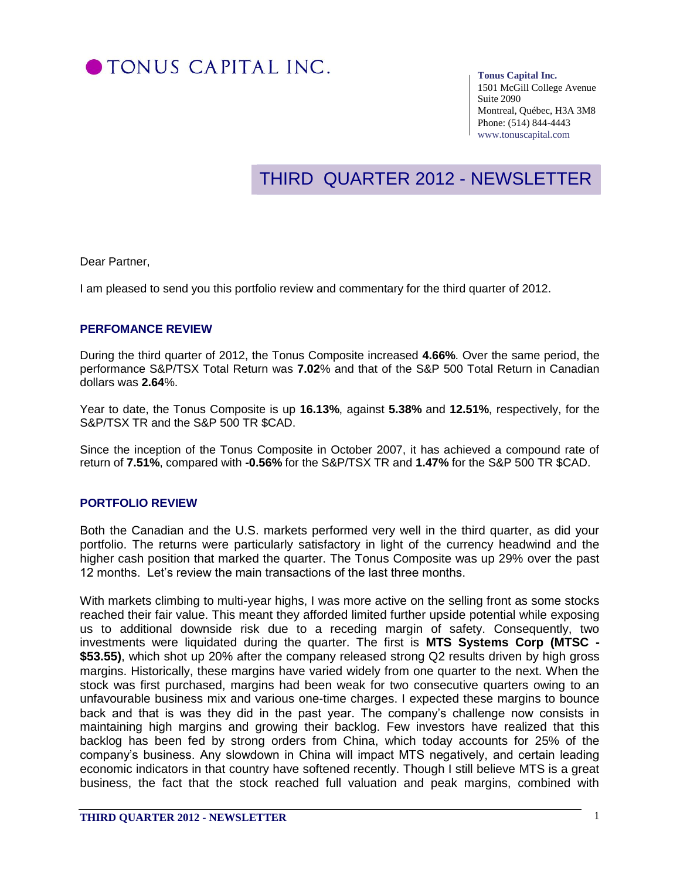# TONUS CAPITAL INC.

**Tonus Capital Inc.**
1501 McGill College Avenue
Suite 2090
Montreal, Québec, H3A 3M8
Phone: (514) 844-4443
www.tonuscapital.com

## THIRD QUARTER 2012 - NEWSLETTER

Dear Partner,

I am pleased to send you this portfolio review and commentary for the third quarter of 2012.

### PERFOMANCE REVIEW

During the third quarter of 2012, the Tonus Composite increased **4.66%**. Over the same period, the performance S&P/TSX Total Return was **7.02**% and that of the S&P 500 Total Return in Canadian dollars was **2.64**%.

Year to date, the Tonus Composite is up **16.13%**, against **5.38%** and **12.51%**, respectively, for the S&P/TSX TR and the S&P 500 TR $CAD.

Since the inception of the Tonus Composite in October 2007, it has achieved a compound rate of return of **7.51%**, compared with **-0.56%** for the S&P/TSX TR and **1.47%** for the S&P 500 TR $CAD.

### PORTFOLIO REVIEW

Both the Canadian and the U.S. markets performed very well in the third quarter, as did your portfolio. The returns were particularly satisfactory in light of the currency headwind and the higher cash position that marked the quarter. The Tonus Composite was up 29% over the past 12 months. Let's review the main transactions of the last three months.

With markets climbing to multi-year highs, I was more active on the selling front as some stocks reached their fair value. This meant they afforded limited further upside potential while exposing us to additional downside risk due to a receding margin of safety. Consequently, two investments were liquidated during the quarter. The first is **MTS Systems Corp (MTSC - $53.55)**, which shot up 20% after the company released strong Q2 results driven by high gross margins. Historically, these margins have varied widely from one quarter to the next. When the stock was first purchased, margins had been weak for two consecutive quarters owing to an unfavourable business mix and various one-time charges. I expected these margins to bounce back and that is was they did in the past year. The company's challenge now consists in maintaining high margins and growing their backlog. Few investors have realized that this backlog has been fed by strong orders from China, which today accounts for 25% of the company's business. Any slowdown in China will impact MTS negatively, and certain leading economic indicators in that country have softened recently. Though I still believe MTS is a great business, the fact that the stock reached full valuation and peak margins, combined with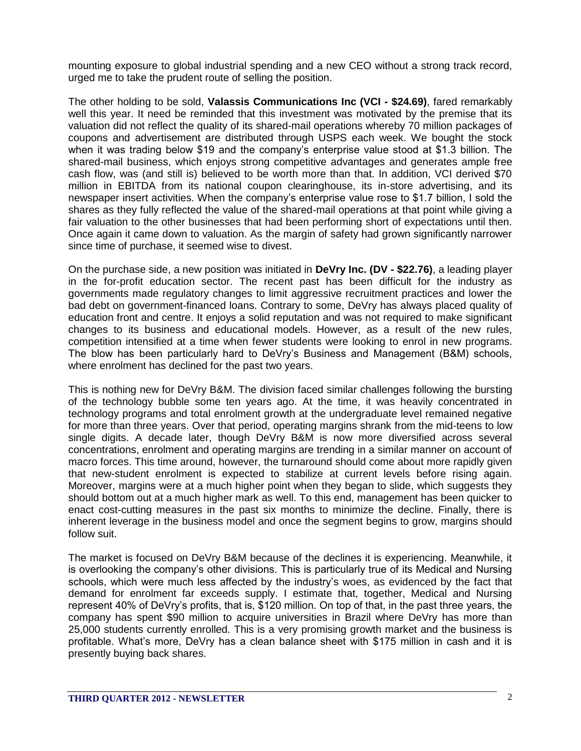mounting exposure to global industrial spending and a new CEO without a strong track record, urged me to take the prudent route of selling the position.

The other holding to be sold, **Valassis Communications Inc (VCI - $24.69)**, fared remarkably well this year. It need be reminded that this investment was motivated by the premise that its valuation did not reflect the quality of its shared-mail operations whereby 70 million packages of coupons and advertisement are distributed through USPS each week. We bought the stock when it was trading below $19 and the company's enterprise value stood at $1.3 billion. The shared-mail business, which enjoys strong competitive advantages and generates ample free cash flow, was (and still is) believed to be worth more than that. In addition, VCI derived $70 million in EBITDA from its national coupon clearinghouse, its in-store advertising, and its newspaper insert activities. When the company's enterprise value rose to $1.7 billion, I sold the shares as they fully reflected the value of the shared-mail operations at that point while giving a fair valuation to the other businesses that had been performing short of expectations until then. Once again it came down to valuation. As the margin of safety had grown significantly narrower since time of purchase, it seemed wise to divest.

On the purchase side, a new position was initiated in **DeVry Inc. (DV - $22.76)**, a leading player in the for-profit education sector. The recent past has been difficult for the industry as governments made regulatory changes to limit aggressive recruitment practices and lower the bad debt on government-financed loans. Contrary to some, DeVry has always placed quality of education front and centre. It enjoys a solid reputation and was not required to make significant changes to its business and educational models. However, as a result of the new rules, competition intensified at a time when fewer students were looking to enrol in new programs. The blow has been particularly hard to DeVry's Business and Management (B&M) schools, where enrolment has declined for the past two years.

This is nothing new for DeVry B&M. The division faced similar challenges following the bursting of the technology bubble some ten years ago. At the time, it was heavily concentrated in technology programs and total enrolment growth at the undergraduate level remained negative for more than three years. Over that period, operating margins shrank from the mid-teens to low single digits. A decade later, though DeVry B&M is now more diversified across several concentrations, enrolment and operating margins are trending in a similar manner on account of macro forces. This time around, however, the turnaround should come about more rapidly given that new-student enrolment is expected to stabilize at current levels before rising again. Moreover, margins were at a much higher point when they began to slide, which suggests they should bottom out at a much higher mark as well. To this end, management has been quicker to enact cost-cutting measures in the past six months to minimize the decline. Finally, there is inherent leverage in the business model and once the segment begins to grow, margins should follow suit.

The market is focused on DeVry B&M because of the declines it is experiencing. Meanwhile, it is overlooking the company's other divisions. This is particularly true of its Medical and Nursing schools, which were much less affected by the industry's woes, as evidenced by the fact that demand for enrolment far exceeds supply. I estimate that, together, Medical and Nursing represent 40% of DeVry's profits, that is, $120 million. On top of that, in the past three years, the company has spent $90 million to acquire universities in Brazil where DeVry has more than 25,000 students currently enrolled. This is a very promising growth market and the business is profitable. What's more, DeVry has a clean balance sheet with $175 million in cash and it is presently buying back shares.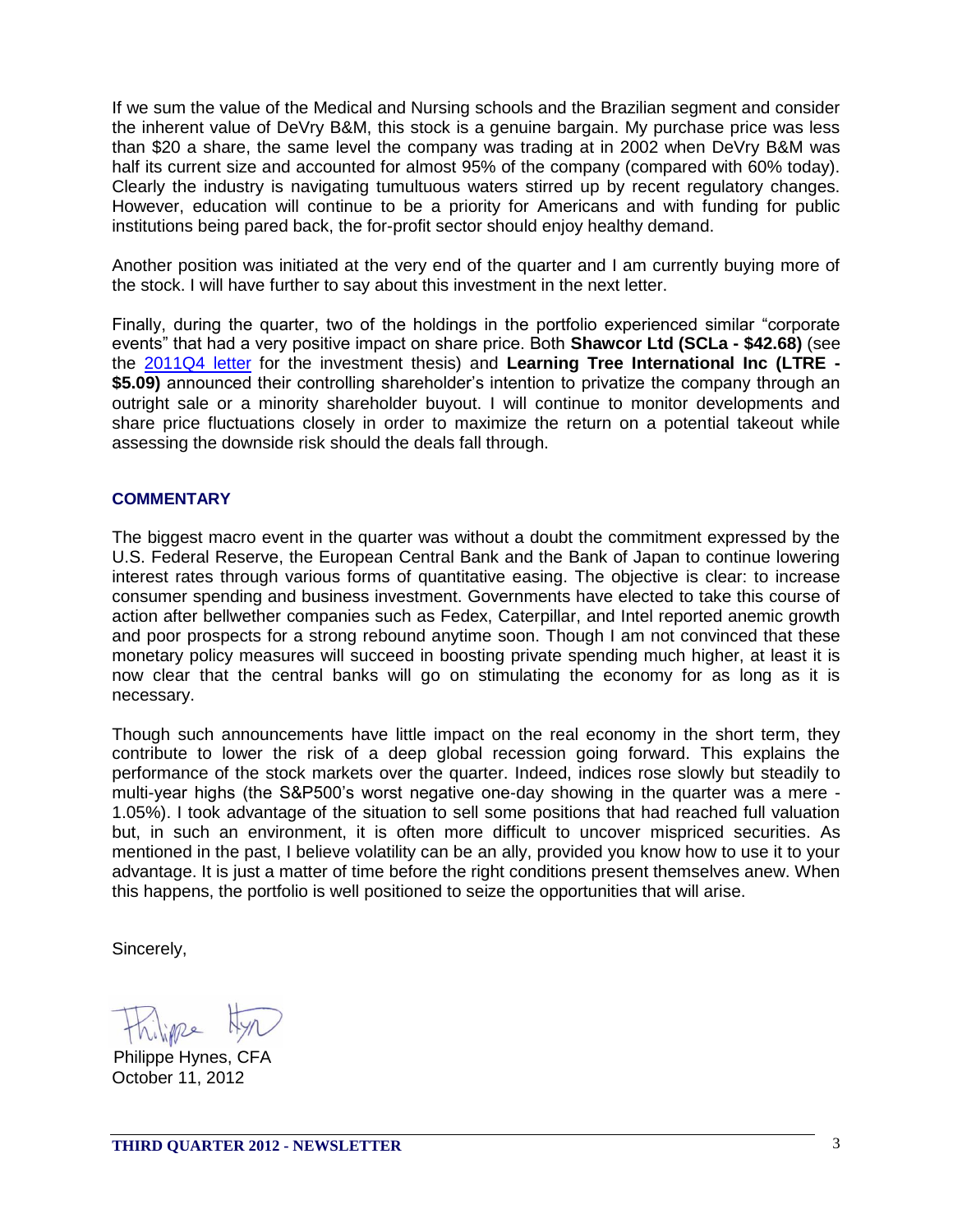If we sum the value of the Medical and Nursing schools and the Brazilian segment and consider the inherent value of DeVry B&M, this stock is a genuine bargain. My purchase price was less than $20 a share, the same level the company was trading at in 2002 when DeVry B&M was half its current size and accounted for almost 95% of the company (compared with 60% today). Clearly the industry is navigating tumultuous waters stirred up by recent regulatory changes. However, education will continue to be a priority for Americans and with funding for public institutions being pared back, the for-profit sector should enjoy healthy demand.

Another position was initiated at the very end of the quarter and I am currently buying more of the stock. I will have further to say about this investment in the next letter.

Finally, during the quarter, two of the holdings in the portfolio experienced similar "corporate events" that had a very positive impact on share price. Both **Shawcor Ltd (SCLa - $42.68)** (see the 2011Q4 letter for the investment thesis) and **Learning Tree International Inc (LTRE - $5.09)** announced their controlling shareholder's intention to privatize the company through an outright sale or a minority shareholder buyout. I will continue to monitor developments and share price fluctuations closely in order to maximize the return on a potential takeout while assessing the downside risk should the deals fall through.

## COMMENTARY

The biggest macro event in the quarter was without a doubt the commitment expressed by the U.S. Federal Reserve, the European Central Bank and the Bank of Japan to continue lowering interest rates through various forms of quantitative easing. The objective is clear: to increase consumer spending and business investment. Governments have elected to take this course of action after bellwether companies such as Fedex, Caterpillar, and Intel reported anemic growth and poor prospects for a strong rebound anytime soon. Though I am not convinced that these monetary policy measures will succeed in boosting private spending much higher, at least it is now clear that the central banks will go on stimulating the economy for as long as it is necessary.

Though such announcements have little impact on the real economy in the short term, they contribute to lower the risk of a deep global recession going forward. This explains the performance of the stock markets over the quarter. Indeed, indices rose slowly but steadily to multi-year highs (the S&P500's worst negative one-day showing in the quarter was a mere -1.05%). I took advantage of the situation to sell some positions that had reached full valuation but, in such an environment, it is often more difficult to uncover mispriced securities. As mentioned in the past, I believe volatility can be an ally, provided you know how to use it to your advantage. It is just a matter of time before the right conditions present themselves anew. When this happens, the portfolio is well positioned to seize the opportunities that will arise.

Sincerely,

Philippe Hynes, CFA
October 11, 2012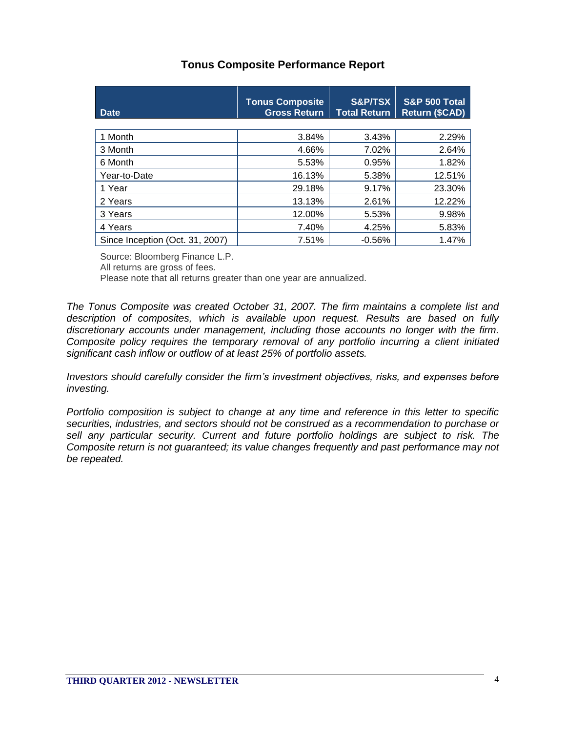## Tonus Composite Performance Report

| Date | Tonus Composite Gross Return | S&P/TSX Total Return | S&P 500 Total Return ($CAD) |
|---|---|---|---|
| 1 Month | 3.84% | 3.43% | 2.29% |
| 3 Month | 4.66% | 7.02% | 2.64% |
| 6 Month | 5.53% | 0.95% | 1.82% |
| Year-to-Date | 16.13% | 5.38% | 12.51% |
| 1 Year | 29.18% | 9.17% | 23.30% |
| 2 Years | 13.13% | 2.61% | 12.22% |
| 3 Years | 12.00% | 5.53% | 9.98% |
| 4 Years | 7.40% | 4.25% | 5.83% |
| Since Inception (Oct. 31, 2007) | 7.51% | -0.56% | 1.47% |

Source: Bloomberg Finance L.P.
All returns are gross of fees.
Please note that all returns greater than one year are annualized.

*The Tonus Composite was created October 31, 2007. The firm maintains a complete list and description of composites, which is available upon request. Results are based on fully discretionary accounts under management, including those accounts no longer with the firm. Composite policy requires the temporary removal of any portfolio incurring a client initiated significant cash inflow or outflow of at least 25% of portfolio assets.*

*Investors should carefully consider the firm's investment objectives, risks, and expenses before investing.*

*Portfolio composition is subject to change at any time and reference in this letter to specific securities, industries, and sectors should not be construed as a recommendation to purchase or sell any particular security. Current and future portfolio holdings are subject to risk. The Composite return is not guaranteed; its value changes frequently and past performance may not be repeated.*